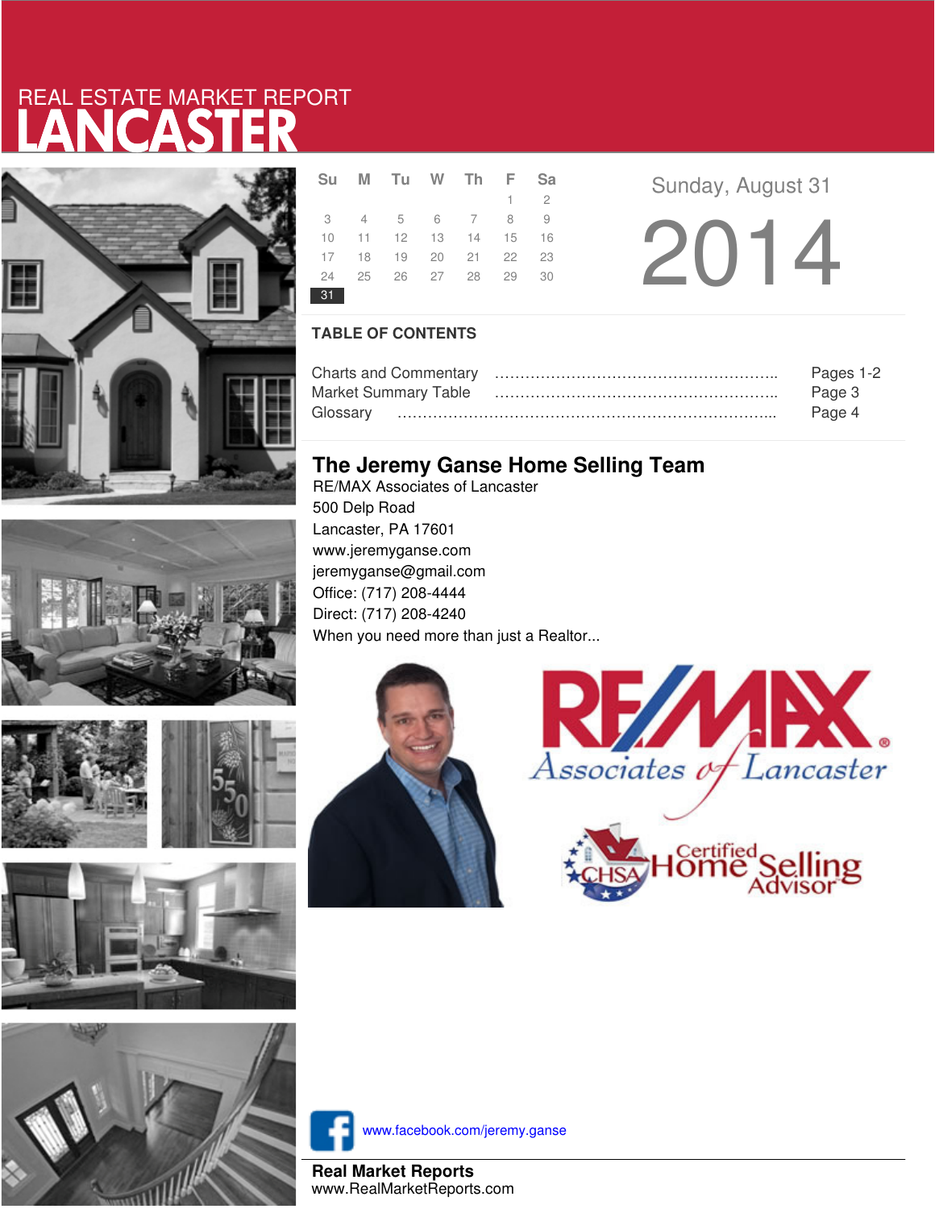REAL ESTATE MARKET REPORT

# LANCASTER

| Su | M | Tu | W | Th | F | Sa |
|---|---|---|---|---|---|---|
| | | | | | 1 | 2 |
| 3 | 4 | 5 | 6 | 7 | 8 | 9 |
| 10 | 11 | 12 | 13 | 14 | 15 | 16 |
| 17 | 18 | 19 | 20 | 21 | 22 | 23 |
| 24 | 25 | 26 | 27 | 28 | 29 | 30 |
| 31 | | | | | | |

Sunday, August 31

2014

## TABLE OF CONTENTS

Charts and Commentary ……………………………………………….. Pages 1-2
Market Summary Table ……………………………………………….. Page 3
Glossary ………………………………………………………………….. Page 4

## The Jeremy Ganse Home Selling Team

RE/MAX Associates of Lancaster
500 Delp Road
Lancaster, PA 17601
www.jeremyganse.com
jeremyganse@gmail.com
Office: (717) 208-4444
Direct: (717) 208-4240
When you need more than just a Realtor...

RE/MAX Associates of Lancaster

CHSA Certified Home Selling Advisor

www.facebook.com/jeremy.ganse

**Real Market Reports**
www.RealMarketReports.com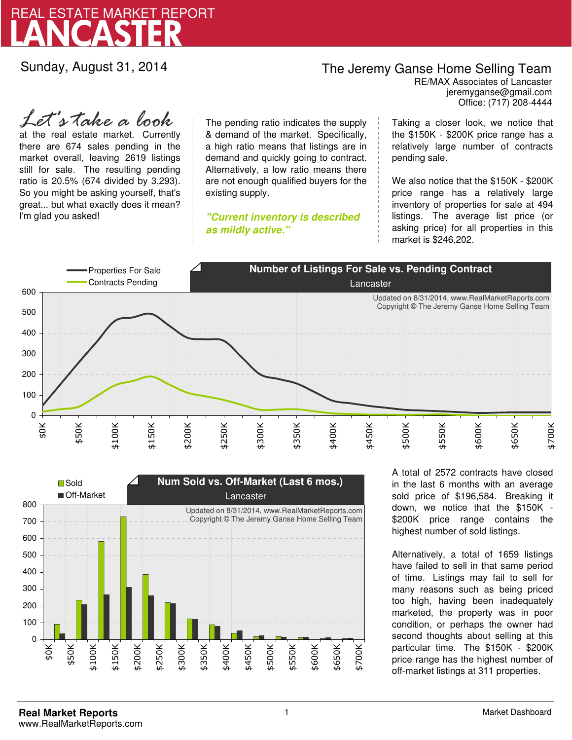# REAL ESTATE MARKET REPORT
# LANCASTER

Sunday, August 31, 2014

**The Jeremy Ganse Home Selling Team**
RE/MAX Associates of Lancaster
jeremyganse@gmail.com
Office: (717) 208-4444

*Let's take a look* at the real estate market. Currently there are 674 sales pending in the market overall, leaving 2619 listings still for sale. The resulting pending ratio is 20.5% (674 divided by 3,293). So you might be asking yourself, that's great... but what exactly does it mean? I'm glad you asked!

The pending ratio indicates the supply & demand of the market. Specifically, a high ratio means that listings are in demand and quickly going to contract. Alternatively, a low ratio means there are not enough qualified buyers for the existing supply.

***"Current inventory is described as mildly active."***

Taking a closer look, we notice that the $150K - $200K price range has a relatively large number of contracts pending sale.

We also notice that the $150K - $200K price range has a relatively large inventory of properties for sale at 494 listings. The average list price (or asking price) for all properties in this market is $246,202.

**Number of Listings For Sale vs. Pending Contract**
Lancaster

Properties For Sale / Contracts Pending

Updated on 8/31/2014, www.RealMarketReports.com
Copyright © The Jeremy Ganse Home Selling Team

**Num Sold vs. Off-Market (Last 6 mos.)**
Lancaster

Sold / Off-Market

Updated on 8/31/2014, www.RealMarketReports.com
Copyright © The Jeremy Ganse Home Selling Team

A total of 2572 contracts have closed in the last 6 months with an average sold price of $196,584. Breaking it down, we notice that the $150K - $200K price range contains the highest number of sold listings.

Alternatively, a total of 1659 listings have failed to sell in that same period of time. Listings may fail to sell for many reasons such as being priced too high, having been inadequately marketed, the property was in poor condition, or perhaps the owner had second thoughts about selling at this particular time. The $150K - $200K price range has the highest number of off-market listings at 311 properties.

**Real Market Reports**
www.RealMarketReports.com

Market Dashboard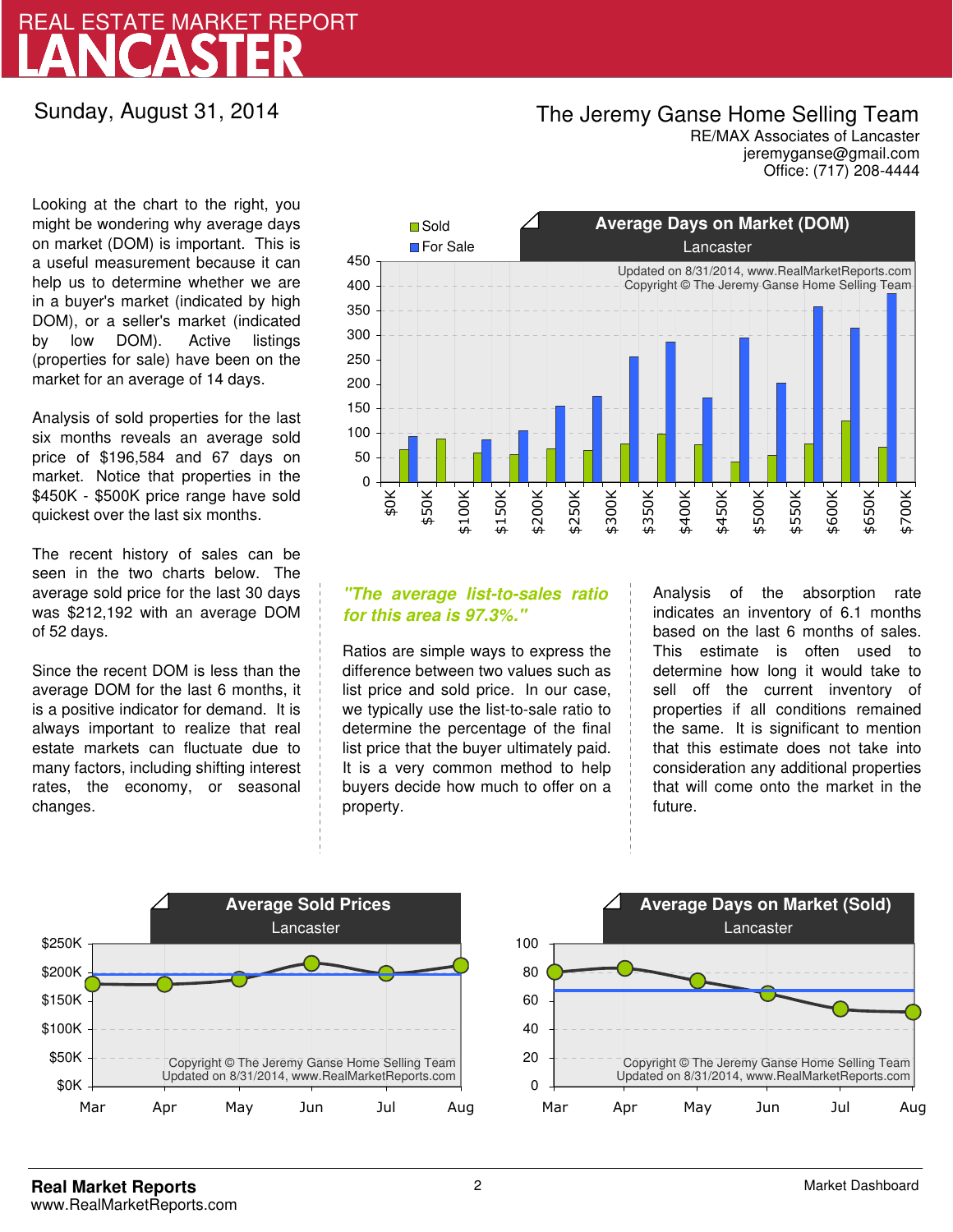# REAL ESTATE MARKET REPORT
# LANCASTER

Sunday, August 31, 2014

**The Jeremy Ganse Home Selling Team**
RE/MAX Associates of Lancaster
jeremyganse@gmail.com
Office: (717) 208-4444

Looking at the chart to the right, you might be wondering why average days on market (DOM) is important. This is a useful measurement because it can help us to determine whether we are in a buyer's market (indicated by high DOM), or a seller's market (indicated by low DOM). Active listings (properties for sale) have been on the market for an average of 14 days.

Analysis of sold properties for the last six months reveals an average sold price of $196,584 and 67 days on market. Notice that properties in the $450K - $500K price range have sold quickest over the last six months.

The recent history of sales can be seen in the two charts below. The average sold price for the last 30 days was $212,192 with an average DOM of 52 days.

Since the recent DOM is less than the average DOM for the last 6 months, it is a positive indicator for demand. It is always important to realize that real estate markets can fluctuate due to many factors, including shifting interest rates, the economy, or seasonal changes.

**Average Days on Market (DOM)**
Lancaster

Updated on 8/31/2014, www.RealMarketReports.com
Copyright © The Jeremy Ganse Home Selling Team

*"The average list-to-sales ratio for this area is 97.3%."*

Ratios are simple ways to express the difference between two values such as list price and sold price. In our case, we typically use the list-to-sale ratio to determine the percentage of the final list price that the buyer ultimately paid. It is a very common method to help buyers decide how much to offer on a property.

Analysis of the absorption rate indicates an inventory of 6.1 months based on the last 6 months of sales. This estimate is often used to determine how long it would take to sell off the current inventory of properties if all conditions remained the same. It is significant to mention that this estimate does not take into consideration any additional properties that will come onto the market in the future.

**Average Sold Prices**
Lancaster

Copyright © The Jeremy Ganse Home Selling Team
Updated on 8/31/2014, www.RealMarketReports.com

**Average Days on Market (Sold)**
Lancaster

Copyright © The Jeremy Ganse Home Selling Team
Updated on 8/31/2014, www.RealMarketReports.com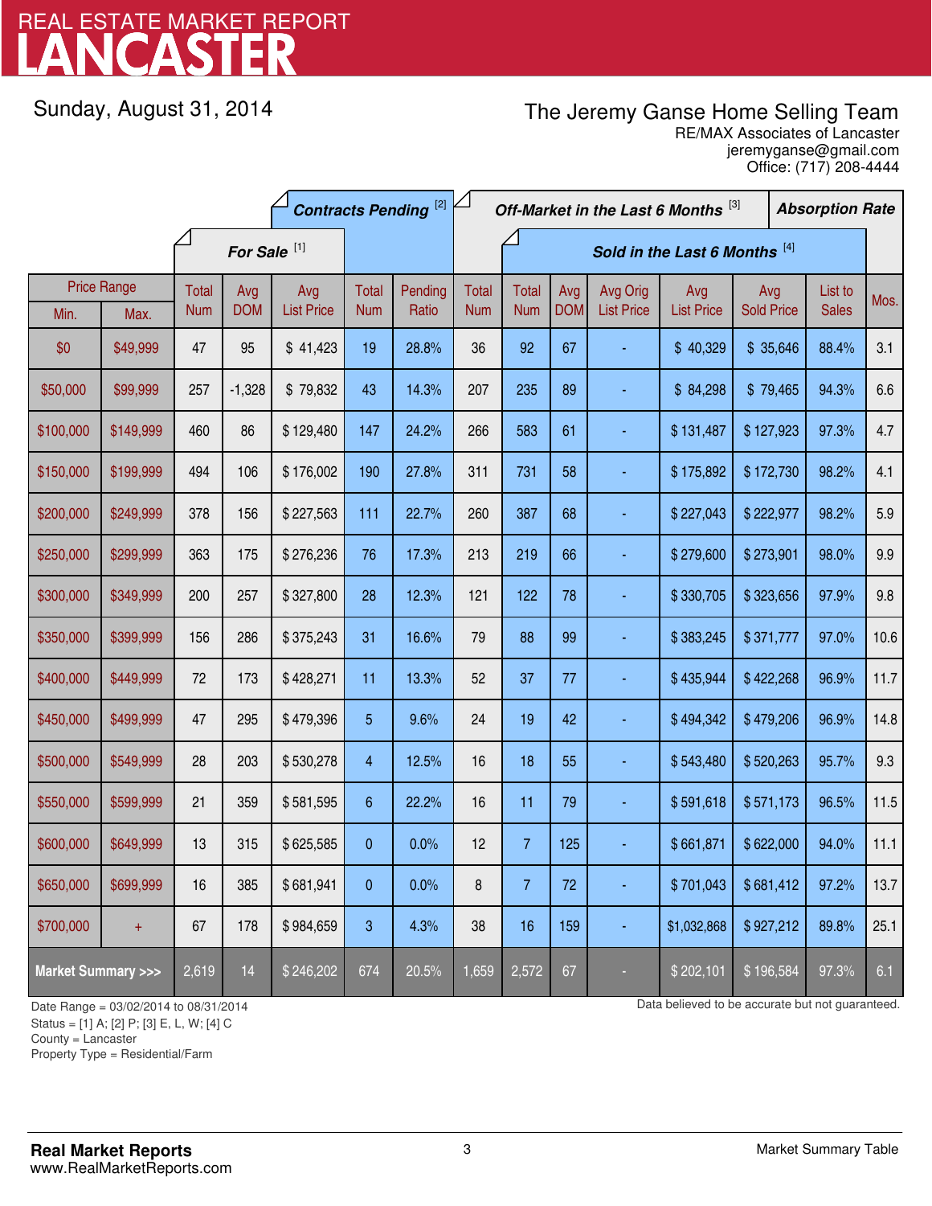# LANCASTER

REAL ESTATE MARKET REPORT

Sunday, August 31, 2014

The Jeremy Ganse Home Selling Team
RE/MAX Associates of Lancaster
jeremyganse@gmail.com
Office: (717) 208-4444

| Price Range | | For Sale [1] | | | Contracts Pending [2] | | Off-Market in the Last 6 Months [3] | Sold in the Last 6 Months [4] | | | | | | Absorption Rate |
|---|---|---|---|---|---|---|---|---|---|---|---|---|---|---|
| Min. | Max. | Total Num | Avg DOM | Avg List Price | Total Num | Pending Ratio | Total Num | Total Num | Avg DOM | Avg Orig List Price | Avg List Price | Avg Sold Price | List to Sales | Mos. |
| $0 | $49,999 | 47 | 95 | $ 41,423 | 19 | 28.8% | 36 | 92 | 67 | - | $ 40,329 | $ 35,646 | 88.4% | 3.1 |
| $50,000 | $99,999 | 257 | -1,328 | $ 79,832 | 43 | 14.3% | 207 | 235 | 89 | - | $ 84,298 | $ 79,465 | 94.3% | 6.6 |
| $100,000 | $149,999 | 460 | 86 | $ 129,480 | 147 | 24.2% | 266 | 583 | 61 | - | $ 131,487 | $ 127,923 | 97.3% | 4.7 |
| $150,000 | $199,999 | 494 | 106 | $ 176,002 | 190 | 27.8% | 311 | 731 | 58 | - | $ 175,892 | $ 172,730 | 98.2% | 4.1 |
| $200,000 | $249,999 | 378 | 156 | $ 227,563 | 111 | 22.7% | 260 | 387 | 68 | - | $ 227,043 | $ 222,977 | 98.2% | 5.9 |
| $250,000 | $299,999 | 363 | 175 | $ 276,236 | 76 | 17.3% | 213 | 219 | 66 | - | $ 279,600 | $ 273,901 | 98.0% | 9.9 |
| $300,000 | $349,999 | 200 | 257 | $ 327,800 | 28 | 12.3% | 121 | 122 | 78 | - | $ 330,705 | $ 323,656 | 97.9% | 9.8 |
| $350,000 | $399,999 | 156 | 286 | $ 375,243 | 31 | 16.6% | 79 | 88 | 99 | - | $ 383,245 | $ 371,777 | 97.0% | 10.6 |
| $400,000 | $449,999 | 72 | 173 | $ 428,271 | 11 | 13.3% | 52 | 37 | 77 | - | $ 435,944 | $ 422,268 | 96.9% | 11.7 |
| $450,000 | $499,999 | 47 | 295 | $ 479,396 | 5 | 9.6% | 24 | 19 | 42 | - | $ 494,342 | $ 479,206 | 96.9% | 14.8 |
| $500,000 | $549,999 | 28 | 203 | $ 530,278 | 4 | 12.5% | 16 | 18 | 55 | - | $ 543,480 | $ 520,263 | 95.7% | 9.3 |
| $550,000 | $599,999 | 21 | 359 | $ 581,595 | 6 | 22.2% | 16 | 11 | 79 | - | $ 591,618 | $ 571,173 | 96.5% | 11.5 |
| $600,000 | $649,999 | 13 | 315 | $ 625,585 | 0 | 0.0% | 12 | 7 | 125 | - | $ 661,871 | $ 622,000 | 94.0% | 11.1 |
| $650,000 | $699,999 | 16 | 385 | $ 681,941 | 0 | 0.0% | 8 | 7 | 72 | - | $ 701,043 | $ 681,412 | 97.2% | 13.7 |
| $700,000 | + | 67 | 178 | $ 984,659 | 3 | 4.3% | 38 | 16 | 159 | - | $1,032,868 | $ 927,212 | 89.8% | 25.1 |
| Market Summary >>> | | 2,619 | 14 | $ 246,202 | 674 | 20.5% | 1,659 | 2,572 | 67 | - | $ 202,101 | $ 196,584 | 97.3% | 6.1 |

Date Range = 03/02/2014 to 08/31/2014
Status = [1] A; [2] P; [3] E, L, W; [4] C
County = Lancaster
Property Type = Residential/Farm

Data believed to be accurate but not guaranteed.

**Real Market Reports**
www.RealMarketReports.com

Market Summary Table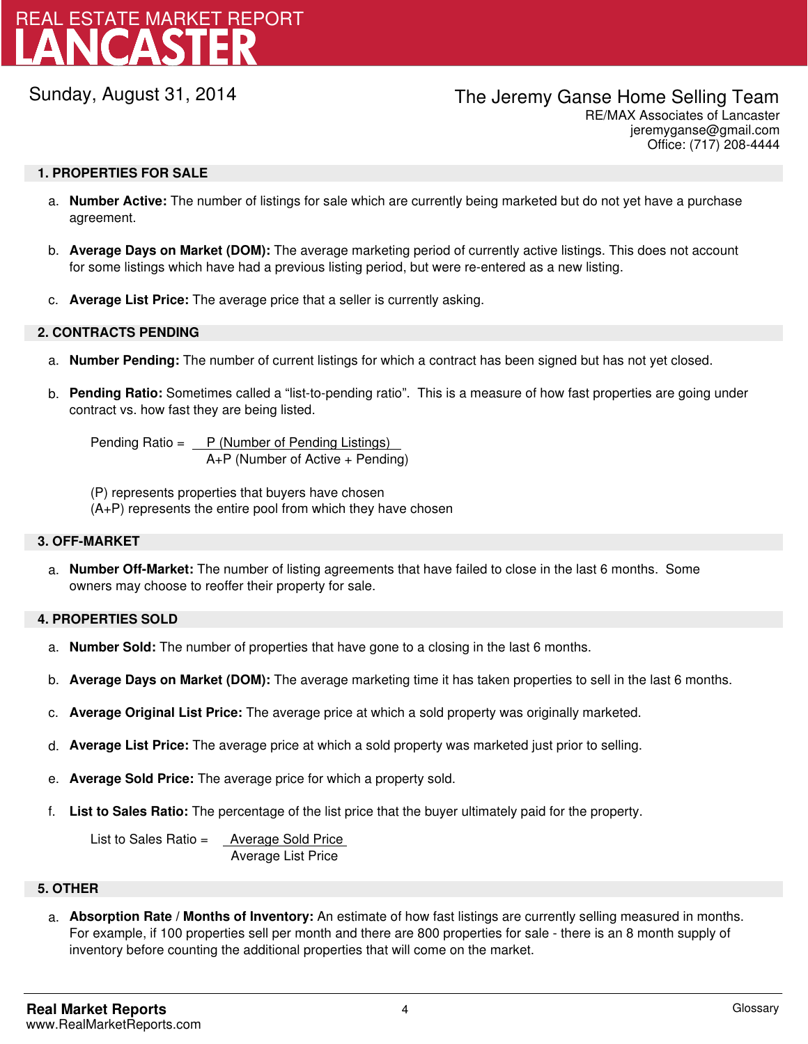# REAL ESTATE MARKET REPORT
# LANCASTER

Sunday, August 31, 2014

**The Jeremy Ganse Home Selling Team**
RE/MAX Associates of Lancaster
jeremyganse@gmail.com
Office: (717) 208-4444

## 1. PROPERTIES FOR SALE

a. **Number Active:** The number of listings for sale which are currently being marketed but do not yet have a purchase agreement.

b. **Average Days on Market (DOM):** The average marketing period of currently active listings. This does not account for some listings which have had a previous listing period, but were re-entered as a new listing.

c. **Average List Price:** The average price that a seller is currently asking.

## 2. CONTRACTS PENDING

a. **Number Pending:** The number of current listings for which a contract has been signed but has not yet closed.

b. **Pending Ratio:** Sometimes called a "list-to-pending ratio". This is a measure of how fast properties are going under contract vs. how fast they are being listed.

$$\text{Pending Ratio} = \frac{\text{P (Number of Pending Listings)}}{\text{A+P (Number of Active + Pending)}}$$

(P) represents properties that buyers have chosen
(A+P) represents the entire pool from which they have chosen

## 3. OFF-MARKET

a. **Number Off-Market:** The number of listing agreements that have failed to close in the last 6 months. Some owners may choose to reoffer their property for sale.

## 4. PROPERTIES SOLD

a. **Number Sold:** The number of properties that have gone to a closing in the last 6 months.

b. **Average Days on Market (DOM):** The average marketing time it has taken properties to sell in the last 6 months.

c. **Average Original List Price:** The average price at which a sold property was originally marketed.

d. **Average List Price:** The average price at which a sold property was marketed just prior to selling.

e. **Average Sold Price:** The average price for which a property sold.

f. **List to Sales Ratio:** The percentage of the list price that the buyer ultimately paid for the property.

$$\text{List to Sales Ratio} = \frac{\text{Average Sold Price}}{\text{Average List Price}}$$

## 5. OTHER

a. **Absorption Rate / Months of Inventory:** An estimate of how fast listings are currently selling measured in months. For example, if 100 properties sell per month and there are 800 properties for sale - there is an 8 month supply of inventory before counting the additional properties that will come on the market.

**Real Market Reports**
www.RealMarketReports.com

Glossary